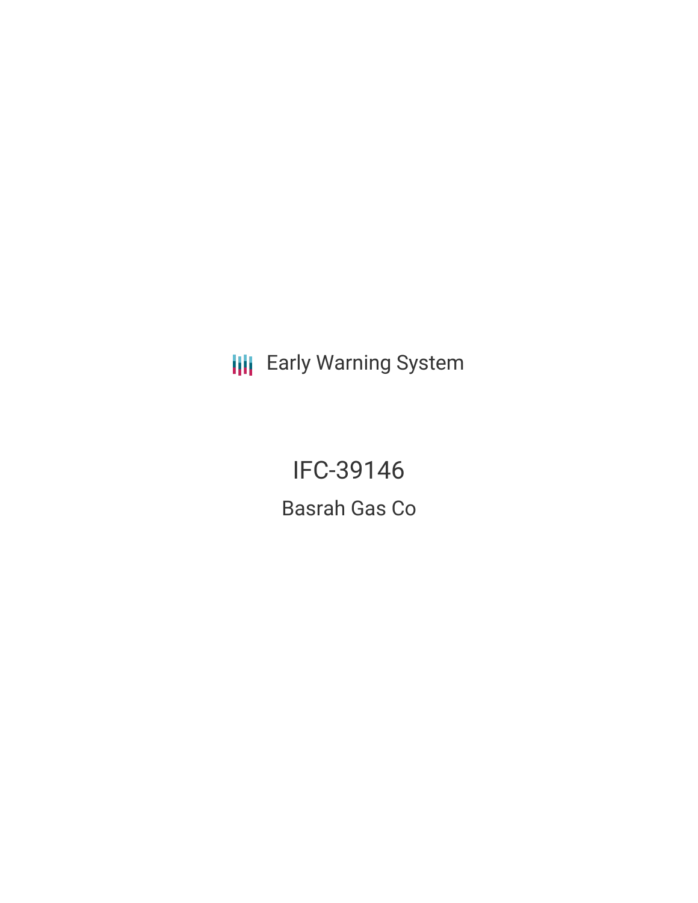Early Warning System

# IFC-39146

## Basrah Gas Co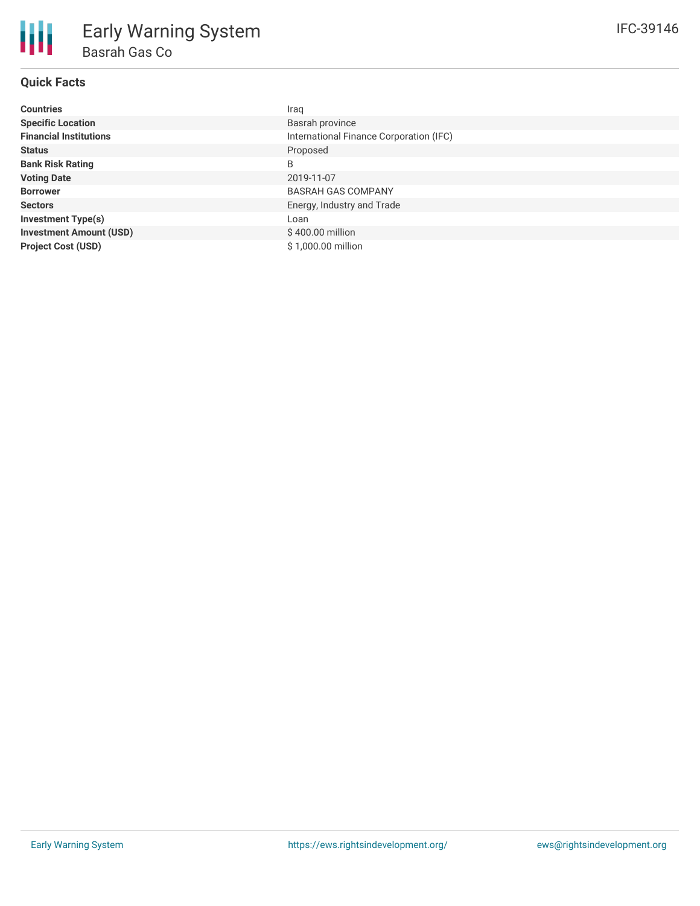# Early Warning System

## Basrah Gas Co

IFC-39146

### Quick Facts

| | |
|---|---|
| **Countries** | Iraq |
| **Specific Location** | Basrah province |
| **Financial Institutions** | International Finance Corporation (IFC) |
| **Status** | Proposed |
| **Bank Risk Rating** | B |
| **Voting Date** | 2019-11-07 |
| **Borrower** | BASRAH GAS COMPANY |
| **Sectors** | Energy, Industry and Trade |
| **Investment Type(s)** | Loan |
| **Investment Amount (USD)** | $ 400.00 million |
| **Project Cost (USD)** | $ 1,000.00 million |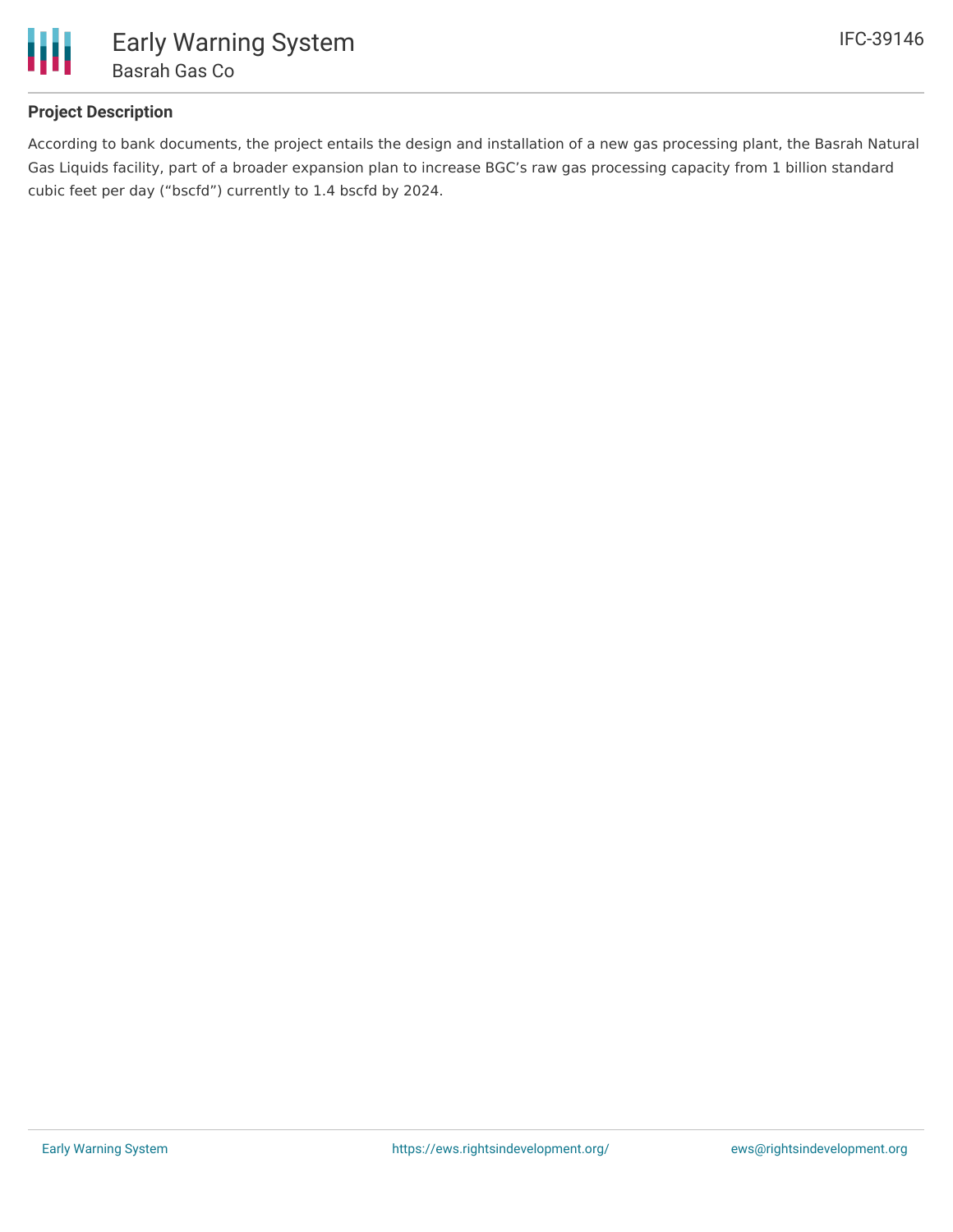## Project Description

According to bank documents, the project entails the design and installation of a new gas processing plant, the Basrah Natural Gas Liquids facility, part of a broader expansion plan to increase BGC's raw gas processing capacity from 1 billion standard cubic feet per day ("bscfd") currently to 1.4 bscfd by 2024.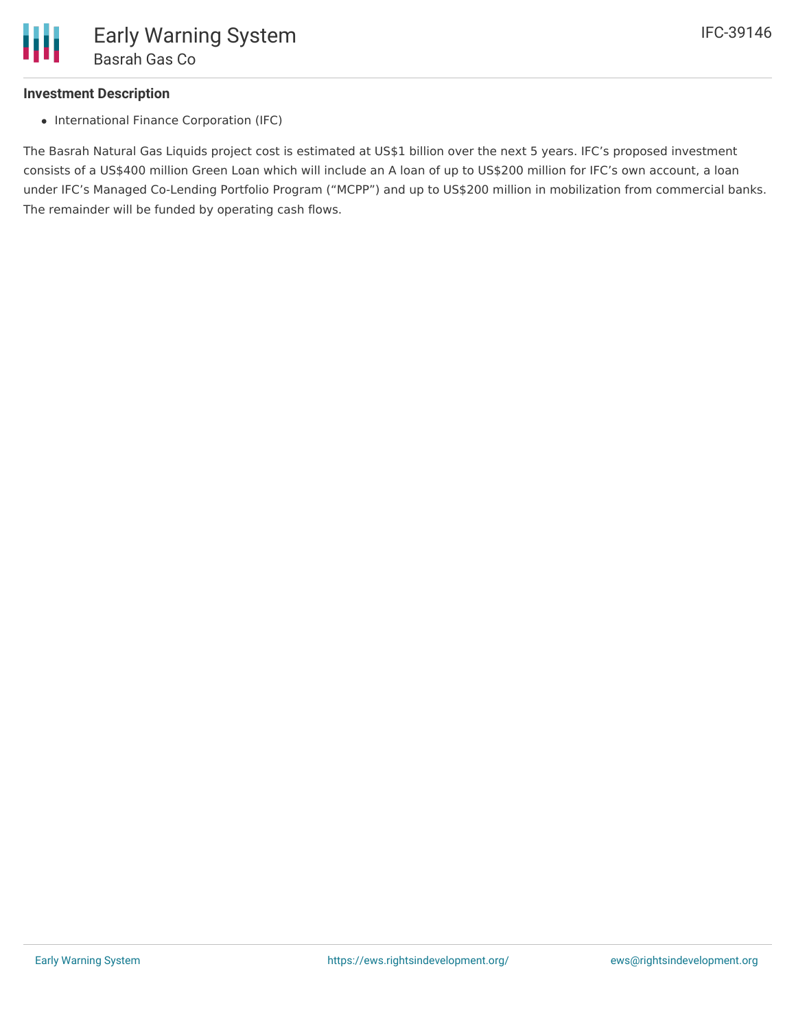### Investment Description

- International Finance Corporation (IFC)

The Basrah Natural Gas Liquids project cost is estimated at US$1 billion over the next 5 years. IFC's proposed investment consists of a US$400 million Green Loan which will include an A loan of up to US$200 million for IFC's own account, a loan under IFC's Managed Co-Lending Portfolio Program ("MCPP") and up to US$200 million in mobilization from commercial banks. The remainder will be funded by operating cash flows.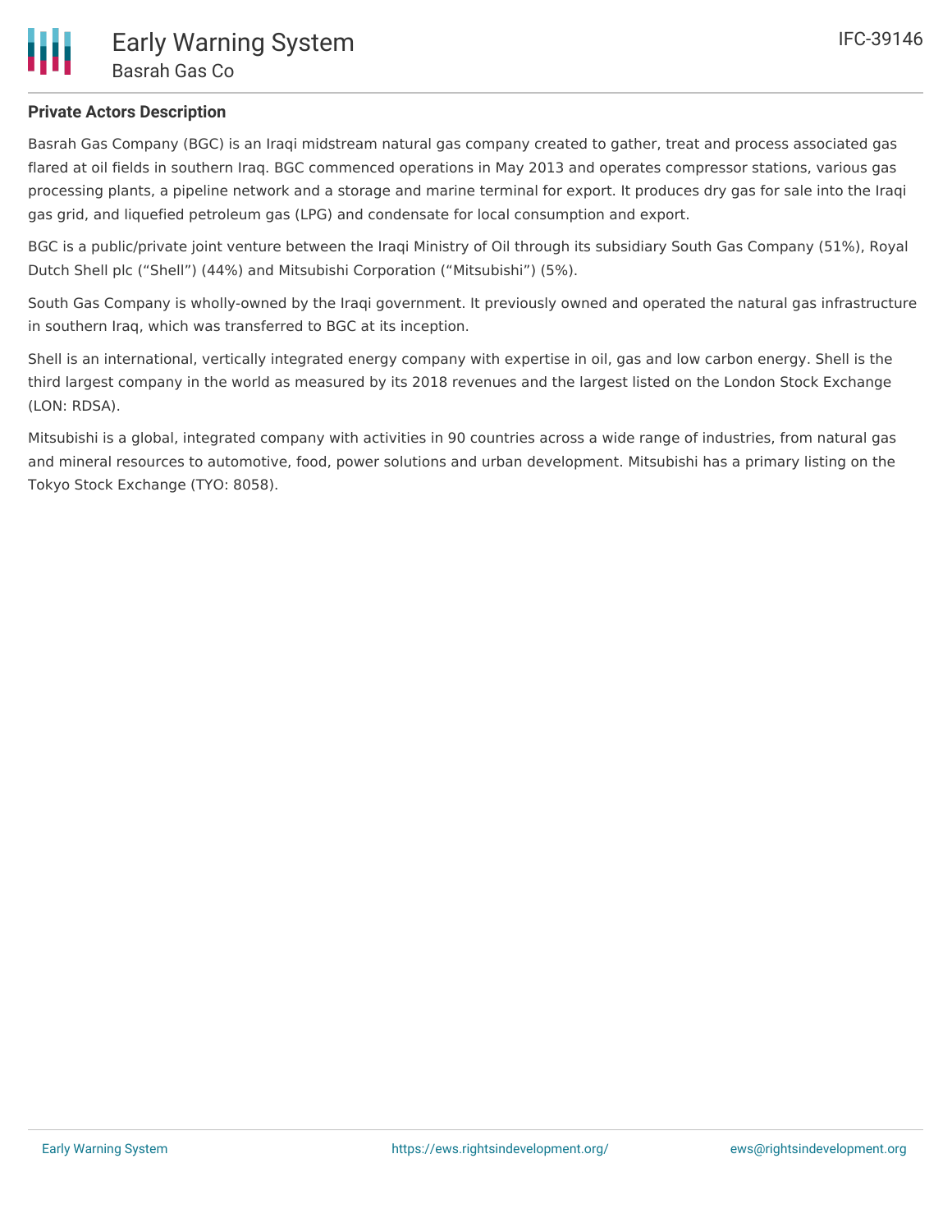## Private Actors Description

Basrah Gas Company (BGC) is an Iraqi midstream natural gas company created to gather, treat and process associated gas flared at oil fields in southern Iraq. BGC commenced operations in May 2013 and operates compressor stations, various gas processing plants, a pipeline network and a storage and marine terminal for export. It produces dry gas for sale into the Iraqi gas grid, and liquefied petroleum gas (LPG) and condensate for local consumption and export.

BGC is a public/private joint venture between the Iraqi Ministry of Oil through its subsidiary South Gas Company (51%), Royal Dutch Shell plc ("Shell") (44%) and Mitsubishi Corporation ("Mitsubishi") (5%).

South Gas Company is wholly-owned by the Iraqi government. It previously owned and operated the natural gas infrastructure in southern Iraq, which was transferred to BGC at its inception.

Shell is an international, vertically integrated energy company with expertise in oil, gas and low carbon energy. Shell is the third largest company in the world as measured by its 2018 revenues and the largest listed on the London Stock Exchange (LON: RDSA).

Mitsubishi is a global, integrated company with activities in 90 countries across a wide range of industries, from natural gas and mineral resources to automotive, food, power solutions and urban development. Mitsubishi has a primary listing on the Tokyo Stock Exchange (TYO: 8058).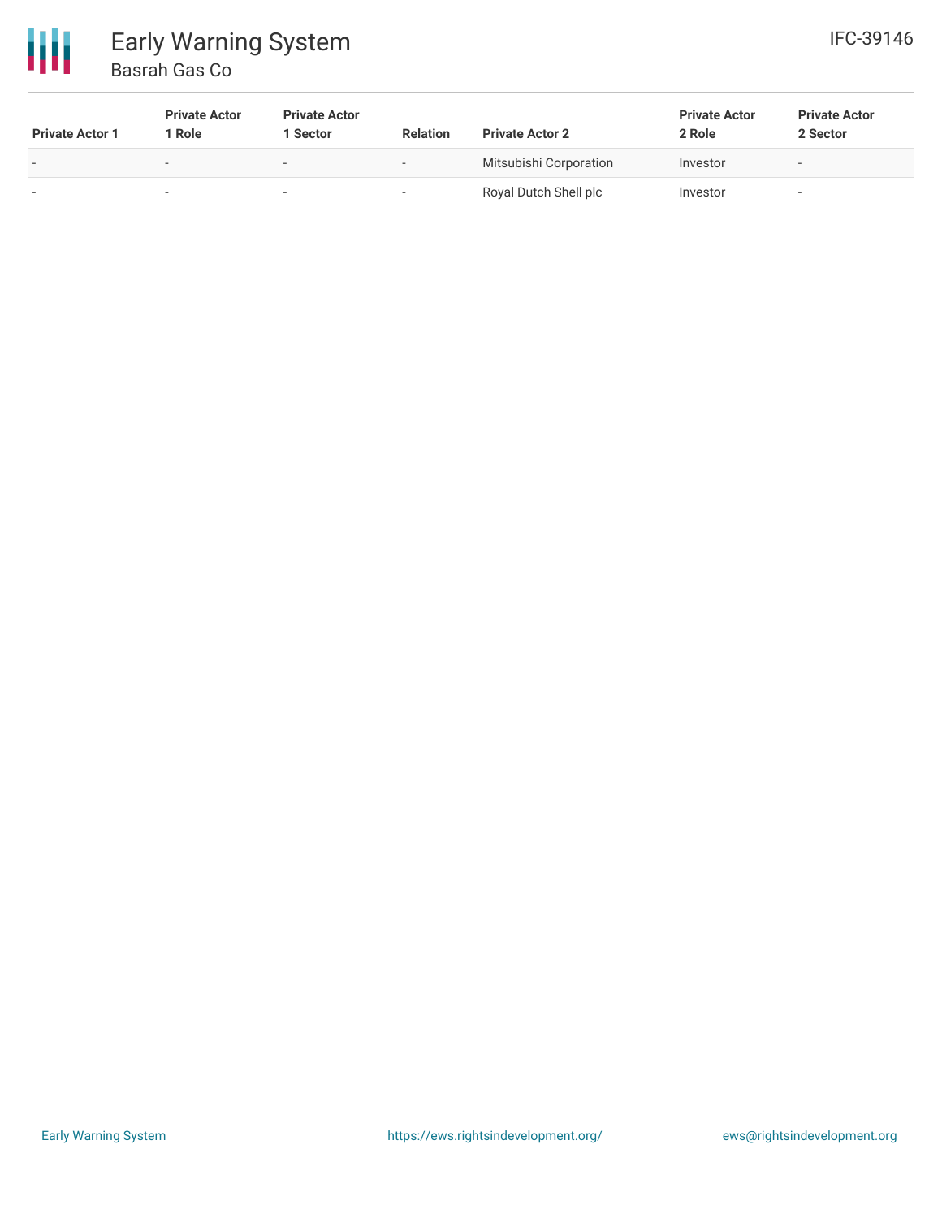| Private Actor 1 | Private Actor 1 Role | Private Actor 1 Sector | Relation | Private Actor 2 | Private Actor 2 Role | Private Actor 2 Sector |
|---|---|---|---|---|---|---|
| - | - | - | - | Mitsubishi Corporation | Investor | - |
| - | - | - | - | Royal Dutch Shell plc | Investor | - |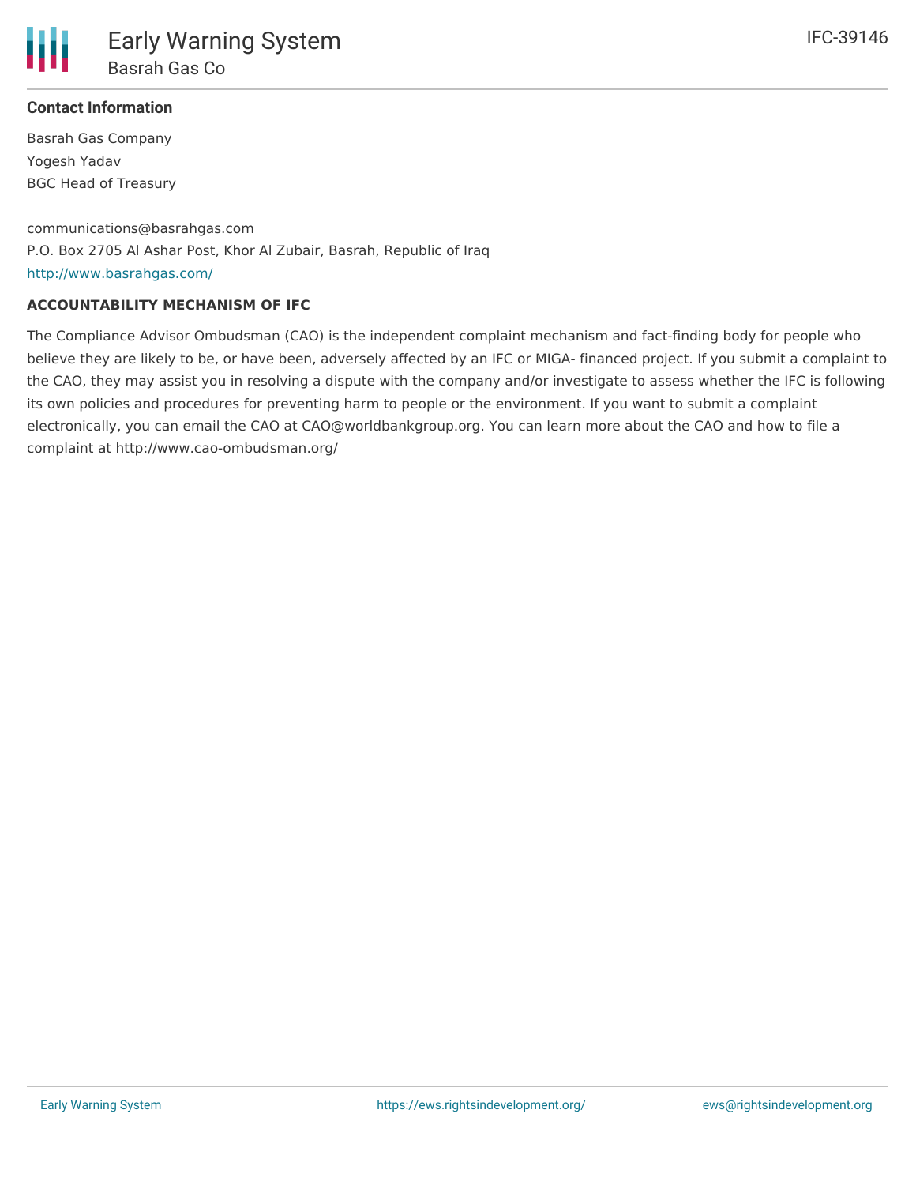**Contact Information**

Basrah Gas Company
Yogesh Yadav
BGC Head of Treasury

communications@basrahgas.com
P.O. Box 2705 Al Ashar Post, Khor Al Zubair, Basrah, Republic of Iraq
http://www.basrahgas.com/

**ACCOUNTABILITY MECHANISM OF IFC**

The Compliance Advisor Ombudsman (CAO) is the independent complaint mechanism and fact-finding body for people who believe they are likely to be, or have been, adversely affected by an IFC or MIGA- financed project. If you submit a complaint to the CAO, they may assist you in resolving a dispute with the company and/or investigate to assess whether the IFC is following its own policies and procedures for preventing harm to people or the environment. If you want to submit a complaint electronically, you can email the CAO at CAO@worldbankgroup.org. You can learn more about the CAO and how to file a complaint at http://www.cao-ombudsman.org/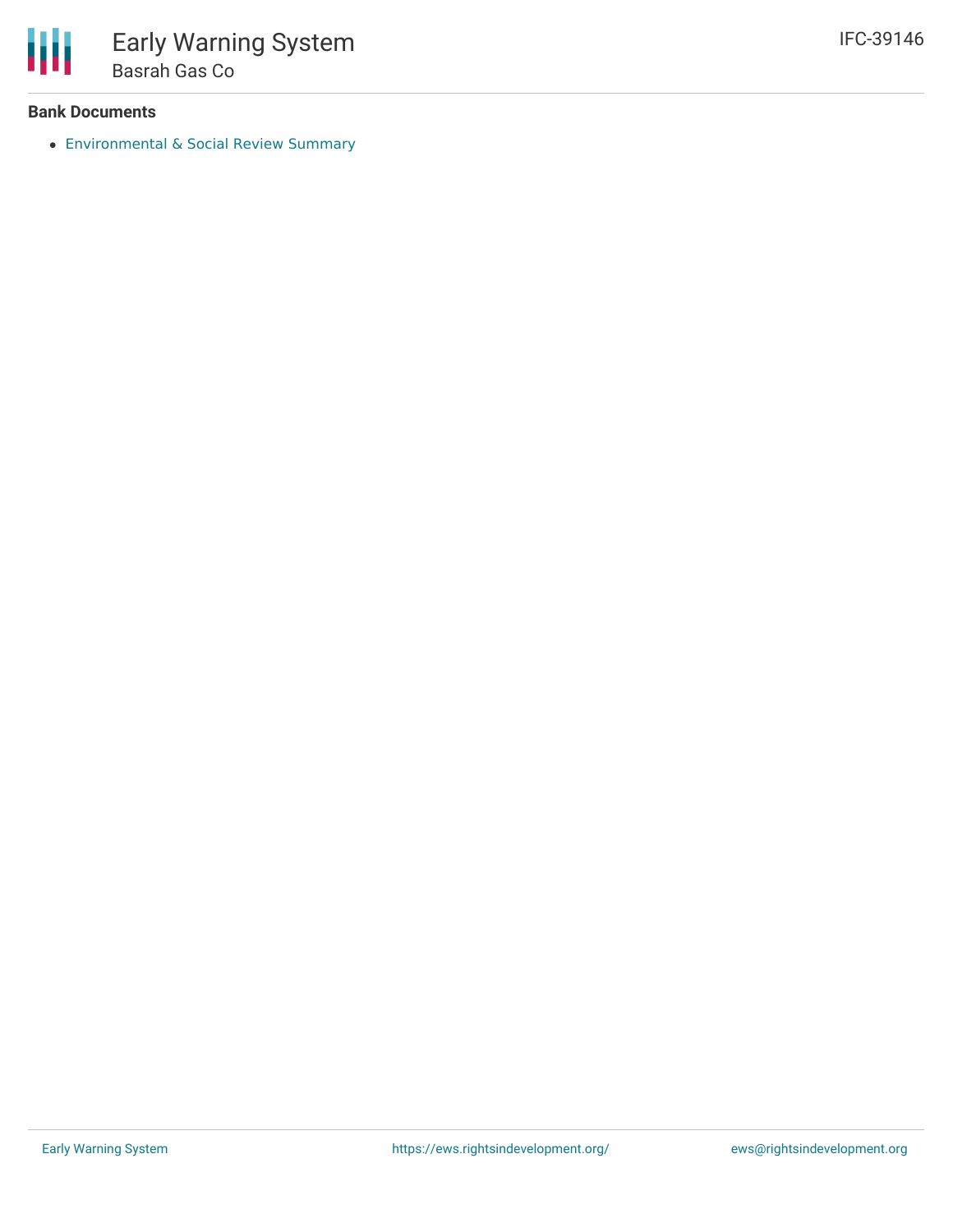## Bank Documents

- Environmental & Social Review Summary